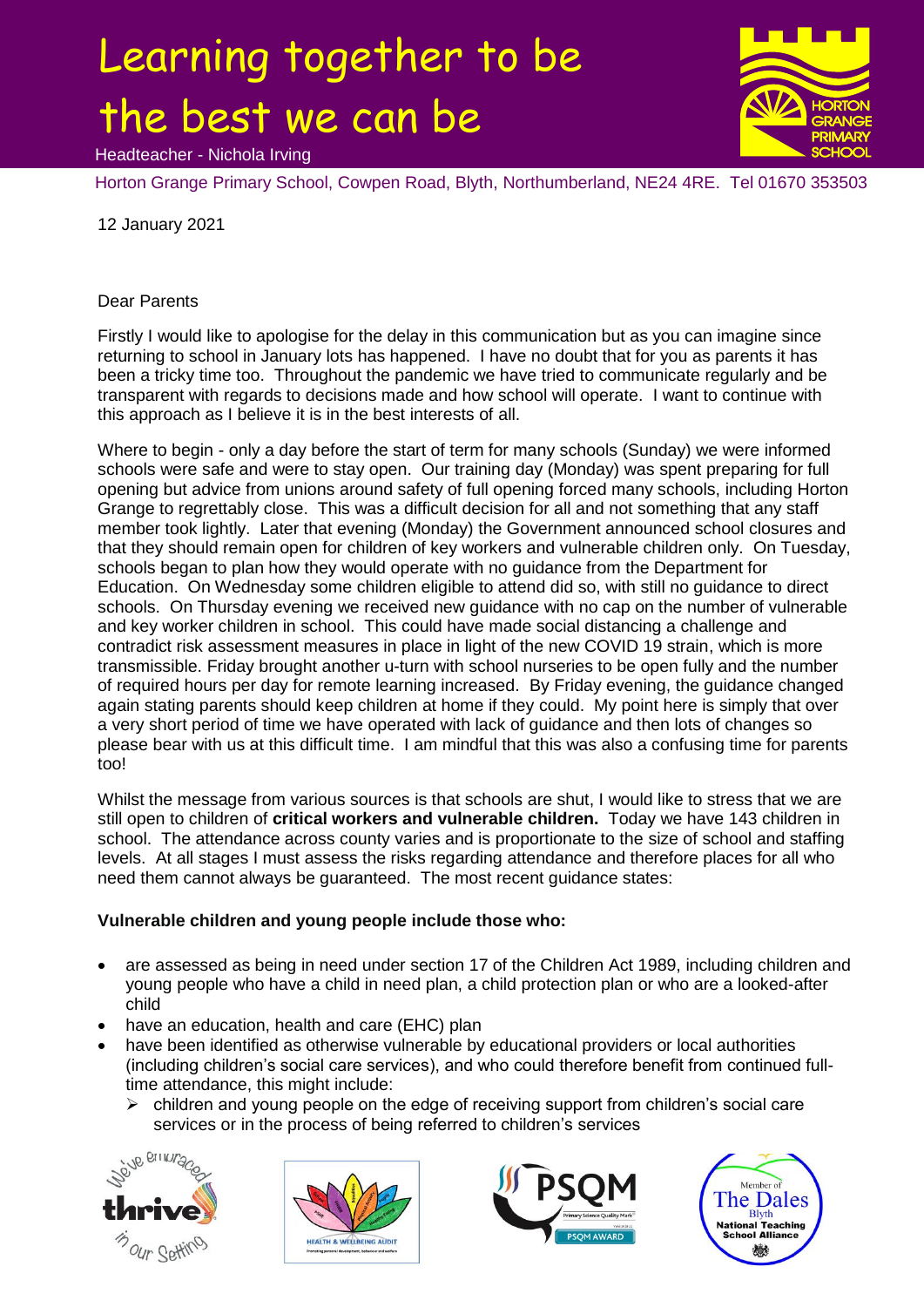# Learning together to be the best we can be

Headteacher - Nichola Irving

Horton Grange Primary School, Cowpen Road, Blyth, Northumberland, NE24 4RE. Tel 01670 353503

12 January 2021

Dear Parents

Firstly I would like to apologise for the delay in this communication but as you can imagine since returning to school in January lots has happened. I have no doubt that for you as parents it has been a tricky time too. Throughout the pandemic we have tried to communicate regularly and be transparent with regards to decisions made and how school will operate. I want to continue with this approach as I believe it is in the best interests of all.

Where to begin - only a day before the start of term for many schools (Sunday) we were informed schools were safe and were to stay open. Our training day (Monday) was spent preparing for full opening but advice from unions around safety of full opening forced many schools, including Horton Grange to regrettably close. This was a difficult decision for all and not something that any staff member took lightly. Later that evening (Monday) the Government announced school closures and that they should remain open for children of key workers and vulnerable children only. On Tuesday, schools began to plan how they would operate with no guidance from the Department for Education. On Wednesday some children eligible to attend did so, with still no guidance to direct schools. On Thursday evening we received new guidance with no cap on the number of vulnerable and key worker children in school. This could have made social distancing a challenge and contradict risk assessment measures in place in light of the new COVID 19 strain, which is more transmissible. Friday brought another u-turn with school nurseries to be open fully and the number of required hours per day for remote learning increased. By Friday evening, the guidance changed again stating parents should keep children at home if they could. My point here is simply that over a very short period of time we have operated with lack of guidance and then lots of changes so please bear with us at this difficult time. I am mindful that this was also a confusing time for parents too!

Whilst the message from various sources is that schools are shut, I would like to stress that we are still open to children of **critical workers and vulnerable children.** Today we have 143 children in school. The attendance across county varies and is proportionate to the size of school and staffing levels. At all stages I must assess the risks regarding attendance and therefore places for all who need them cannot always be guaranteed. The most recent guidance states:

**Vulnerable children and young people include those who:**

- are assessed as being in need under section 17 of the Children Act 1989, including children and young people who have a child in need plan, a child protection plan or who are a looked-after child
- have an education, health and care (EHC) plan
- have been identified as otherwise vulnerable by educational providers or local authorities (including children's social care services), and who could therefore benefit from continued full-time attendance, this might include:
  - children and young people on the edge of receiving support from children's social care services or in the process of being referred to children's services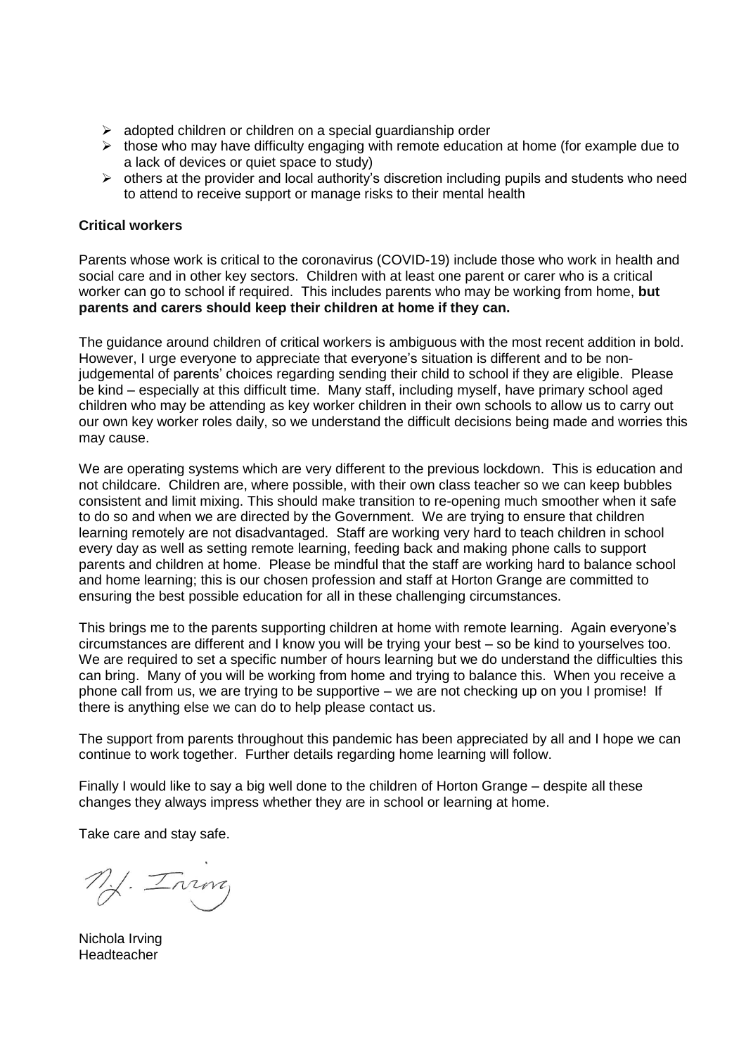- adopted children or children on a special guardianship order
- those who may have difficulty engaging with remote education at home (for example due to a lack of devices or quiet space to study)
- others at the provider and local authority's discretion including pupils and students who need to attend to receive support or manage risks to their mental health

**Critical workers**

Parents whose work is critical to the coronavirus (COVID-19) include those who work in health and social care and in other key sectors. Children with at least one parent or carer who is a critical worker can go to school if required. This includes parents who may be working from home, **but parents and carers should keep their children at home if they can.**

The guidance around children of critical workers is ambiguous with the most recent addition in bold. However, I urge everyone to appreciate that everyone's situation is different and to be non-judgemental of parents' choices regarding sending their child to school if they are eligible. Please be kind – especially at this difficult time. Many staff, including myself, have primary school aged children who may be attending as key worker children in their own schools to allow us to carry out our own key worker roles daily, so we understand the difficult decisions being made and worries this may cause.

We are operating systems which are very different to the previous lockdown. This is education and not childcare. Children are, where possible, with their own class teacher so we can keep bubbles consistent and limit mixing. This should make transition to re-opening much smoother when it safe to do so and when we are directed by the Government. We are trying to ensure that children learning remotely are not disadvantaged. Staff are working very hard to teach children in school every day as well as setting remote learning, feeding back and making phone calls to support parents and children at home. Please be mindful that the staff are working hard to balance school and home learning; this is our chosen profession and staff at Horton Grange are committed to ensuring the best possible education for all in these challenging circumstances.

This brings me to the parents supporting children at home with remote learning. Again everyone's circumstances are different and I know you will be trying your best – so be kind to yourselves too. We are required to set a specific number of hours learning but we do understand the difficulties this can bring. Many of you will be working from home and trying to balance this. When you receive a phone call from us, we are trying to be supportive – we are not checking up on you I promise! If there is anything else we can do to help please contact us.

The support from parents throughout this pandemic has been appreciated by all and I hope we can continue to work together. Further details regarding home learning will follow.

Finally I would like to say a big well done to the children of Horton Grange – despite all these changes they always impress whether they are in school or learning at home.

Take care and stay safe.

N.J. Irving

Nichola Irving
Headteacher